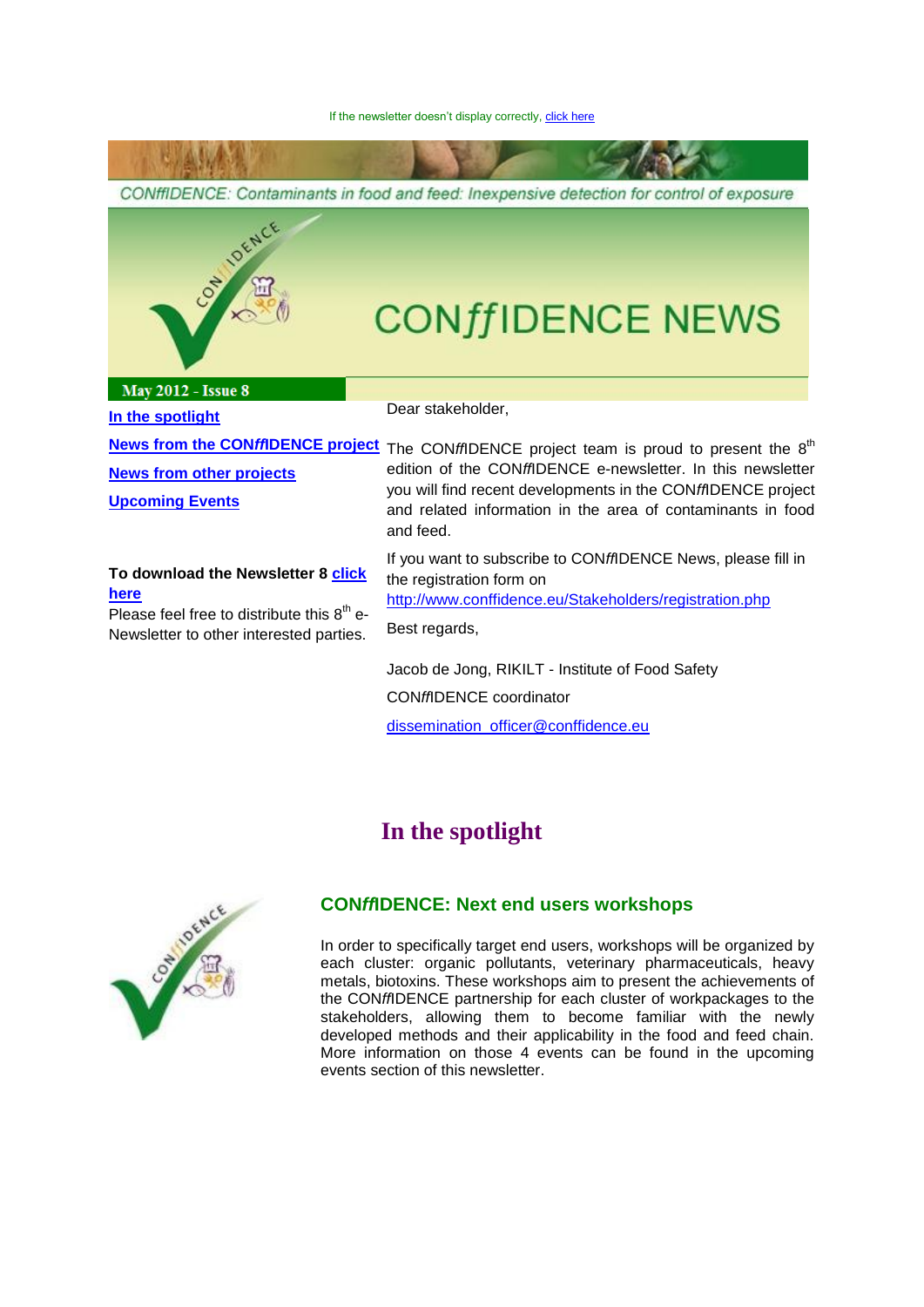If the newsletter doesn't display correctly, click here

CONffIDENCE: Contaminants in food and feed: Inexpensive detection for control of exposure

# CONffIDENCE NEWS

**May 2012 - Issue 8**

**In the spotlight**

**News from the CONffIDENCE project**

**News from other projects**

**Upcoming Events**

**To download the Newsletter 8 click here**

Please feel free to distribute this 8th e-Newsletter to other interested parties.

Dear stakeholder,

The CONffIDENCE project team is proud to present the 8th edition of the CONffIDENCE e-newsletter. In this newsletter you will find recent developments in the CONffIDENCE project and related information in the area of contaminants in food and feed.

If you want to subscribe to CONffIDENCE News, please fill in the registration form on http://www.conffidence.eu/Stakeholders/registration.php

Best regards,

Jacob de Jong, RIKILT - Institute of Food Safety

CONffIDENCE coordinator

dissemination_officer@conffidence.eu

## In the spotlight

### CONffIDENCE: Next end users workshops

In order to specifically target end users, workshops will be organized by each cluster: organic pollutants, veterinary pharmaceuticals, heavy metals, biotoxins. These workshops aim to present the achievements of the CONffIDENCE partnership for each cluster of workpackages to the stakeholders, allowing them to become familiar with the newly developed methods and their applicability in the food and feed chain. More information on those 4 events can be found in the upcoming events section of this newsletter.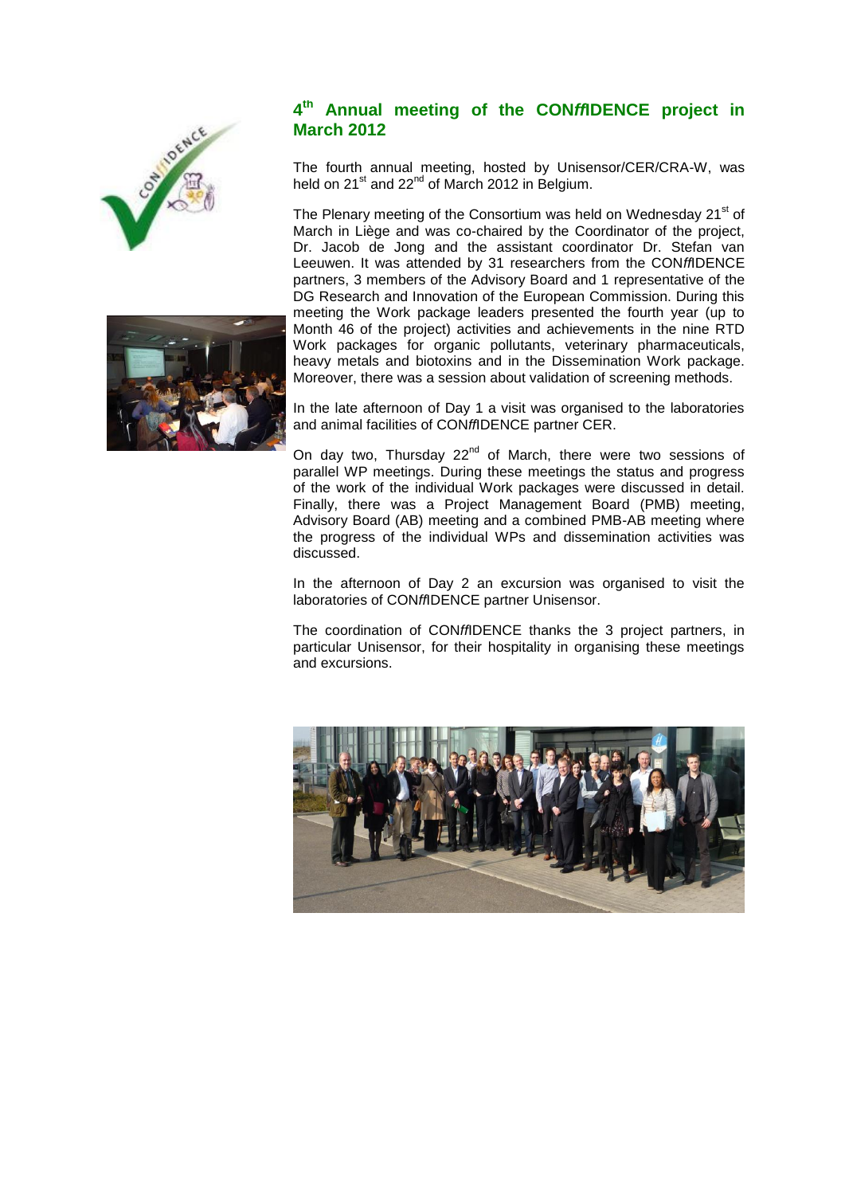## 4th Annual meeting of the CON*ff*IDENCE project in March 2012

The fourth annual meeting, hosted by Unisensor/CER/CRA-W, was held on 21st and 22nd of March 2012 in Belgium.

The Plenary meeting of the Consortium was held on Wednesday 21st of March in Liège and was co-chaired by the Coordinator of the project, Dr. Jacob de Jong and the assistant coordinator Dr. Stefan van Leeuwen. It was attended by 31 researchers from the CON*ff*IDENCE partners, 3 members of the Advisory Board and 1 representative of the DG Research and Innovation of the European Commission. During this meeting the Work package leaders presented the fourth year (up to Month 46 of the project) activities and achievements in the nine RTD Work packages for organic pollutants, veterinary pharmaceuticals, heavy metals and biotoxins and in the Dissemination Work package. Moreover, there was a session about validation of screening methods.

In the late afternoon of Day 1 a visit was organised to the laboratories and animal facilities of CON*ff*IDENCE partner CER.

On day two, Thursday 22nd of March, there were two sessions of parallel WP meetings. During these meetings the status and progress of the work of the individual Work packages were discussed in detail. Finally, there was a Project Management Board (PMB) meeting, Advisory Board (AB) meeting and a combined PMB-AB meeting where the progress of the individual WPs and dissemination activities was discussed.

In the afternoon of Day 2 an excursion was organised to visit the laboratories of CON*ff*IDENCE partner Unisensor.

The coordination of CON*ff*IDENCE thanks the 3 project partners, in particular Unisensor, for their hospitality in organising these meetings and excursions.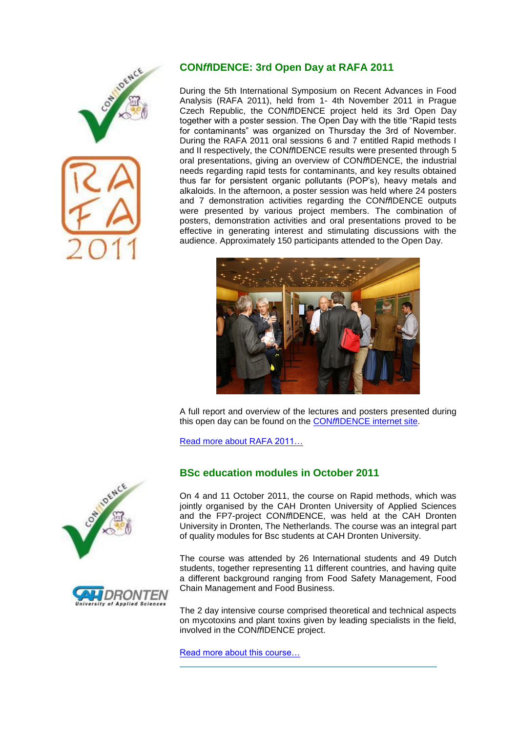## CON*ff*IDENCE: 3rd Open Day at RAFA 2011

During the 5th International Symposium on Recent Advances in Food Analysis (RAFA 2011), held from 1- 4th November 2011 in Prague Czech Republic, the CON*ff*IDENCE project held its 3rd Open Day together with a poster session. The Open Day with the title “Rapid tests for contaminants” was organized on Thursday the 3rd of November. During the RAFA 2011 oral sessions 6 and 7 entitled Rapid methods I and II respectively, the CON*ff*IDENCE results were presented through 5 oral presentations, giving an overview of CON*ff*IDENCE, the industrial needs regarding rapid tests for contaminants, and key results obtained thus far for persistent organic pollutants (POP’s), heavy metals and alkaloids. In the afternoon, a poster session was held where 24 posters and 7 demonstration activities regarding the CON*ff*IDENCE outputs were presented by various project members. The combination of posters, demonstration activities and oral presentations proved to be effective in generating interest and stimulating discussions with the audience. Approximately 150 participants attended to the Open Day.

A full report and overview of the lectures and posters presented during this open day can be found on the [CON*ff*IDENCE internet site](#).

[Read more about RAFA 2011…](#)

## BSc education modules in October 2011

On 4 and 11 October 2011, the course on Rapid methods, which was jointly organised by the CAH Dronten University of Applied Sciences and the FP7-project CON*ff*IDENCE, was held at the CAH Dronten University in Dronten, The Netherlands. The course was an integral part of quality modules for Bsc students at CAH Dronten University.

The course was attended by 26 International students and 49 Dutch students, together representing 11 different countries, and having quite a different background ranging from Food Safety Management, Food Chain Management and Food Business.

The 2 day intensive course comprised theoretical and technical aspects on mycotoxins and plant toxins given by leading specialists in the field, involved in the CON*ff*IDENCE project.

[Read more about this course…](#)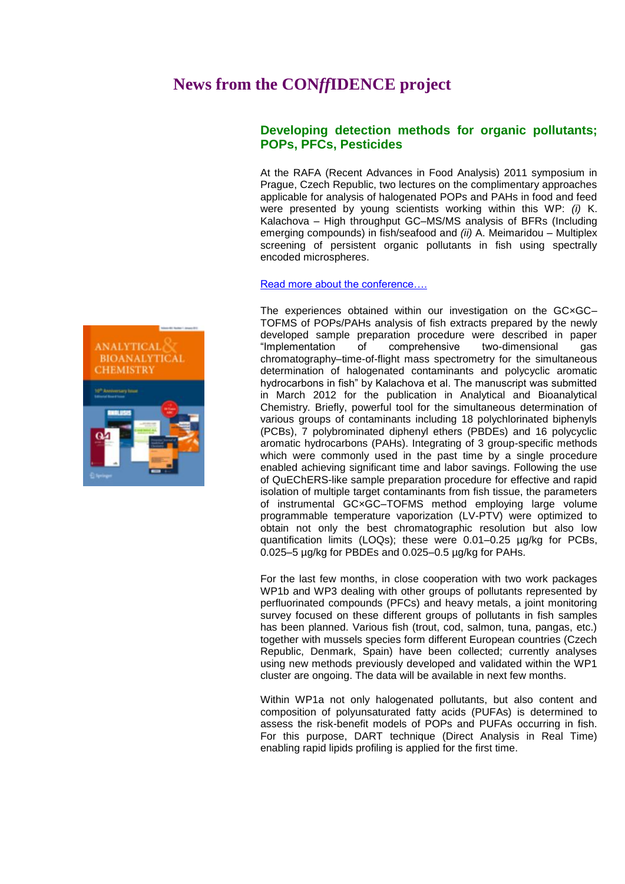# News from the CON*ff*IDENCE project

## Developing detection methods for organic pollutants; POPs, PFCs, Pesticides

At the RAFA (Recent Advances in Food Analysis) 2011 symposium in Prague, Czech Republic, two lectures on the complimentary approaches applicable for analysis of halogenated POPs and PAHs in food and feed were presented by young scientists working within this WP: *(i)* K. Kalachova – High throughput GC–MS/MS analysis of BFRs (Including emerging compounds) in fish/seafood and *(ii)* A. Meimaridou – Multiplex screening of persistent organic pollutants in fish using spectrally encoded microspheres.

[Read more about the conference….]

The experiences obtained within our investigation on the GC×GC–TOFMS of POPs/PAHs analysis of fish extracts prepared by the newly developed sample preparation procedure were described in paper “Implementation of comprehensive two-dimensional gas chromatography–time-of-flight mass spectrometry for the simultaneous determination of halogenated contaminants and polycyclic aromatic hydrocarbons in fish” by Kalachova et al. The manuscript was submitted in March 2012 for the publication in Analytical and Bioanalytical Chemistry. Briefly, powerful tool for the simultaneous determination of various groups of contaminants including 18 polychlorinated biphenyls (PCBs), 7 polybrominated diphenyl ethers (PBDEs) and 16 polycyclic aromatic hydrocarbons (PAHs). Integrating of 3 group-specific methods which were commonly used in the past time by a single procedure enabled achieving significant time and labor savings. Following the use of QuEChERS-like sample preparation procedure for effective and rapid isolation of multiple target contaminants from fish tissue, the parameters of instrumental GC×GC–TOFMS method employing large volume programmable temperature vaporization (LV-PTV) were optimized to obtain not only the best chromatographic resolution but also low quantification limits (LOQs); these were 0.01–0.25 µg/kg for PCBs, 0.025–5 µg/kg for PBDEs and 0.025–0.5 µg/kg for PAHs.

For the last few months, in close cooperation with two work packages WP1b and WP3 dealing with other groups of pollutants represented by perfluorinated compounds (PFCs) and heavy metals, a joint monitoring survey focused on these different groups of pollutants in fish samples has been planned. Various fish (trout, cod, salmon, tuna, pangas, etc.) together with mussels species form different European countries (Czech Republic, Denmark, Spain) have been collected; currently analyses using new methods previously developed and validated within the WP1 cluster are ongoing. The data will be available in next few months.

Within WP1a not only halogenated pollutants, but also content and composition of polyunsaturated fatty acids (PUFAs) is determined to assess the risk-benefit models of POPs and PUFAs occurring in fish. For this purpose, DART technique (Direct Analysis in Real Time) enabling rapid lipids profiling is applied for the first time.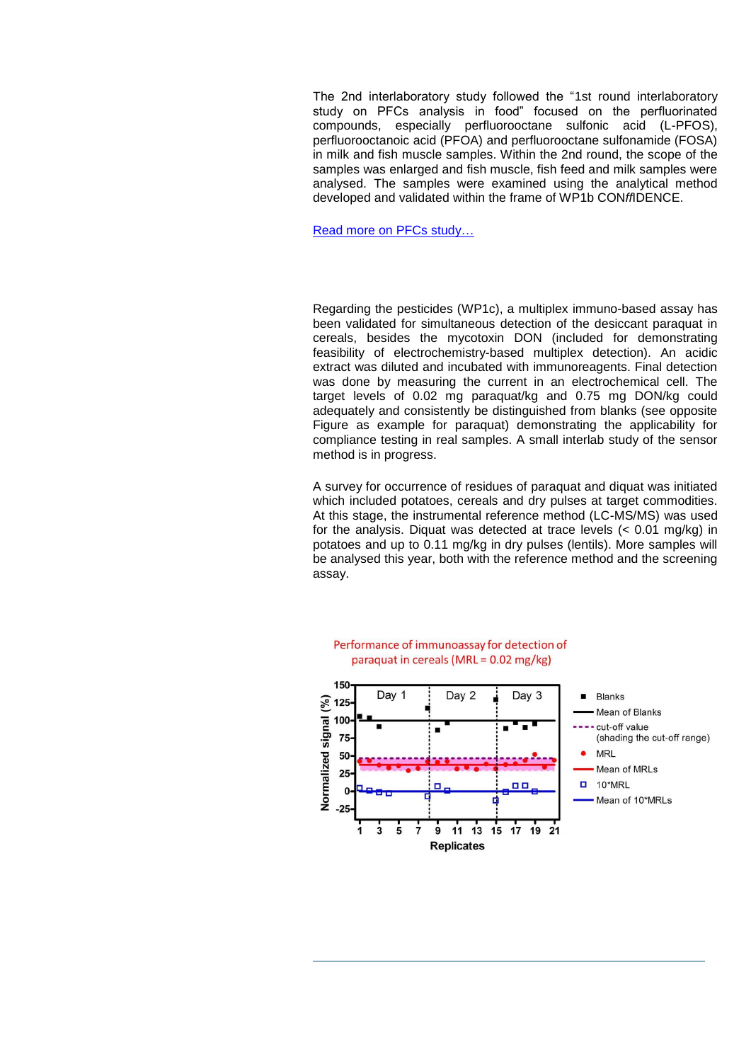The 2nd interlaboratory study followed the "1st round interlaboratory study on PFCs analysis in food" focused on the perfluorinated compounds, especially perfluorooctane sulfonic acid (L-PFOS), perfluorooctanoic acid (PFOA) and perfluorooctane sulfonamide (FOSA) in milk and fish muscle samples. Within the 2nd round, the scope of the samples was enlarged and fish muscle, fish feed and milk samples were analysed. The samples were examined using the analytical method developed and validated within the frame of WP1b CONffIDENCE.

Read more on PFCs study…

Regarding the pesticides (WP1c), a multiplex immuno-based assay has been validated for simultaneous detection of the desiccant paraquat in cereals, besides the mycotoxin DON (included for demonstrating feasibility of electrochemistry-based multiplex detection). An acidic extract was diluted and incubated with immunoreagents. Final detection was done by measuring the current in an electrochemical cell. The target levels of 0.02 mg paraquat/kg and 0.75 mg DON/kg could adequately and consistently be distinguished from blanks (see opposite Figure as example for paraquat) demonstrating the applicability for compliance testing in real samples. A small interlab study of the sensor method is in progress.

A survey for occurrence of residues of paraquat and diquat was initiated which included potatoes, cereals and dry pulses at target commodities. At this stage, the instrumental reference method (LC-MS/MS) was used for the analysis. Diquat was detected at trace levels (< 0.01 mg/kg) in potatoes and up to 0.11 mg/kg in dry pulses (lentils). More samples will be analysed this year, both with the reference method and the screening assay.

Performance of immunoassay for detection of paraquat in cereals (MRL = 0.02 mg/kg)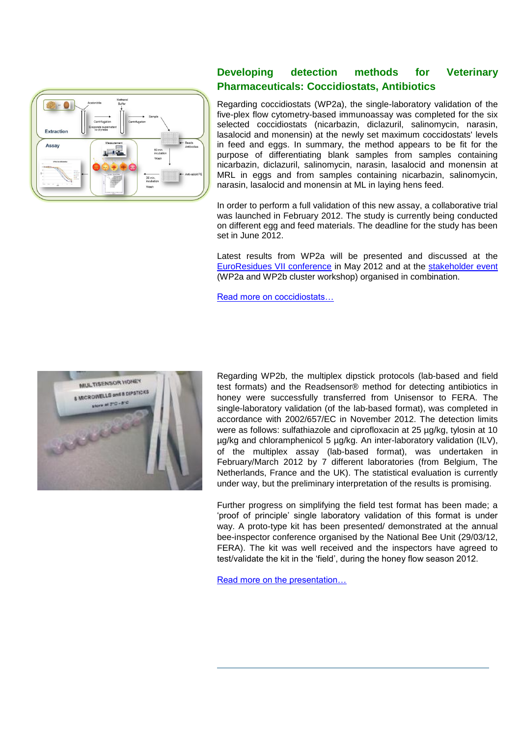## Developing detection methods for Veterinary Pharmaceuticals: Coccidiostats, Antibiotics

Regarding coccidiostats (WP2a), the single-laboratory validation of the five-plex flow cytometry-based immunoassay was completed for the six selected coccidiostats (nicarbazin, diclazuril, salinomycin, narasin, lasalocid and monensin) at the newly set maximum coccidostats' levels in feed and eggs. In summary, the method appears to be fit for the purpose of differentiating blank samples from samples containing nicarbazin, diclazuril, salinomycin, narasin, lasalocid and monensin at MRL in eggs and from samples containing nicarbazin, salinomycin, narasin, lasalocid and monensin at ML in laying hens feed.

In order to perform a full validation of this new assay, a collaborative trial was launched in February 2012. The study is currently being conducted on different egg and feed materials. The deadline for the study has been set in June 2012.

Latest results from WP2a will be presented and discussed at the EuroResidues VII conference in May 2012 and at the stakeholder event (WP2a and WP2b cluster workshop) organised in combination.

Read more on coccidiostats…

Regarding WP2b, the multiplex dipstick protocols (lab-based and field test formats) and the Readsensor® method for detecting antibiotics in honey were successfully transferred from Unisensor to FERA. The single-laboratory validation (of the lab-based format), was completed in accordance with 2002/657/EC in November 2012. The detection limits were as follows: sulfathiazole and ciprofloxacin at 25 µg/kg, tylosin at 10 µg/kg and chloramphenicol 5 µg/kg. An inter-laboratory validation (ILV), of the multiplex assay (lab-based format), was undertaken in February/March 2012 by 7 different laboratories (from Belgium, The Netherlands, France and the UK). The statistical evaluation is currently under way, but the preliminary interpretation of the results is promising.

Further progress on simplifying the field test format has been made; a 'proof of principle' single laboratory validation of this format is under way. A proto-type kit has been presented/ demonstrated at the annual bee-inspector conference organised by the National Bee Unit (29/03/12, FERA). The kit was well received and the inspectors have agreed to test/validate the kit in the 'field', during the honey flow season 2012.

Read more on the presentation…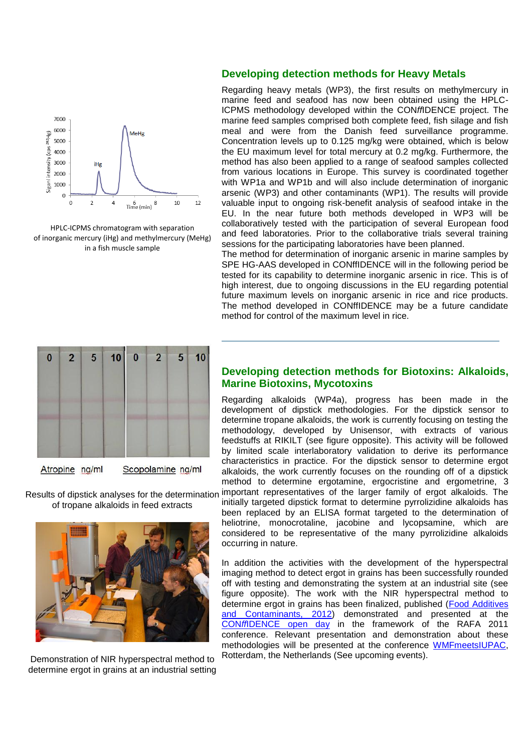## Developing detection methods for Heavy Metals

Regarding heavy metals (WP3), the first results on methylmercury in marine feed and seafood has now been obtained using the HPLC-ICPMS methodology developed within the CON*ff*IDENCE project. The marine feed samples comprised both complete feed, fish silage and fish meal and were from the Danish feed surveillance programme. Concentration levels up to 0.125 mg/kg were obtained, which is below the EU maximum level for total mercury at 0.2 mg/kg. Furthermore, the method has also been applied to a range of seafood samples collected from various locations in Europe. This survey is coordinated together with WP1a and WP1b and will also include determination of inorganic arsenic (WP3) and other contaminants (WP1). The results will provide valuable input to ongoing risk-benefit analysis of seafood intake in the EU. In the near future both methods developed in WP3 will be collaboratively tested with the participation of several European food and feed laboratories. Prior to the collaborative trials several training sessions for the participating laboratories have been planned.

The method for determination of inorganic arsenic in marine samples by SPE HG-AAS developed in CONffIDENCE will in the following period be tested for its capability to determine inorganic arsenic in rice. This is of high interest, due to ongoing discussions in the EU regarding potential future maximum levels on inorganic arsenic in rice and rice products. The method developed in CONffIDENCE may be a future candidate method for control of the maximum level in rice.

HPLC-ICPMS chromatogram with separation of inorganic mercury (iHg) and methylmercury (MeHg) in a fish muscle sample

## Developing detection methods for Biotoxins: Alkaloids, Marine Biotoxins, Mycotoxins

Regarding alkaloids (WP4a), progress has been made in the development of dipstick methodologies. For the dipstick sensor to determine tropane alkaloids, the work is currently focusing on testing the methodology, developed by Unisensor, with extracts of various feedstuffs at RIKILT (see figure opposite). This activity will be followed by limited scale interlaboratory validation to derive its performance characteristics in practice. For the dipstick sensor to determine ergot alkaloids, the work currently focuses on the rounding off of a dipstick method to determine ergotamine, ergocristine and ergometrine, 3 important representatives of the larger family of ergot alkaloids. The initially targeted dipstick format to determine pyrrolizidine alkaloids has been replaced by an ELISA format targeted to the determination of heliotrine, monocrotaline, jacobine and lycopsamine, which are considered to be representative of the many pyrrolizidine alkaloids occurring in nature.

In addition the activities with the development of the hyperspectral imaging method to detect ergot in grains has been successfully rounded off with testing and demonstrating the system at an industrial site (see figure opposite). The work with the NIR hyperspectral method to determine ergot in grains has been finalized, published (Food Additives and Contaminants, 2012) demonstrated and presented at the CON*ff*IDENCE open day in the framework of the RAFA 2011 conference. Relevant presentation and demonstration about these methodologies will be presented at the conference WMFmeetsIUPAC, Rotterdam, the Netherlands (See upcoming events).

Results of dipstick analyses for the determination of tropane alkaloids in feed extracts

Demonstration of NIR hyperspectral method to determine ergot in grains at an industrial setting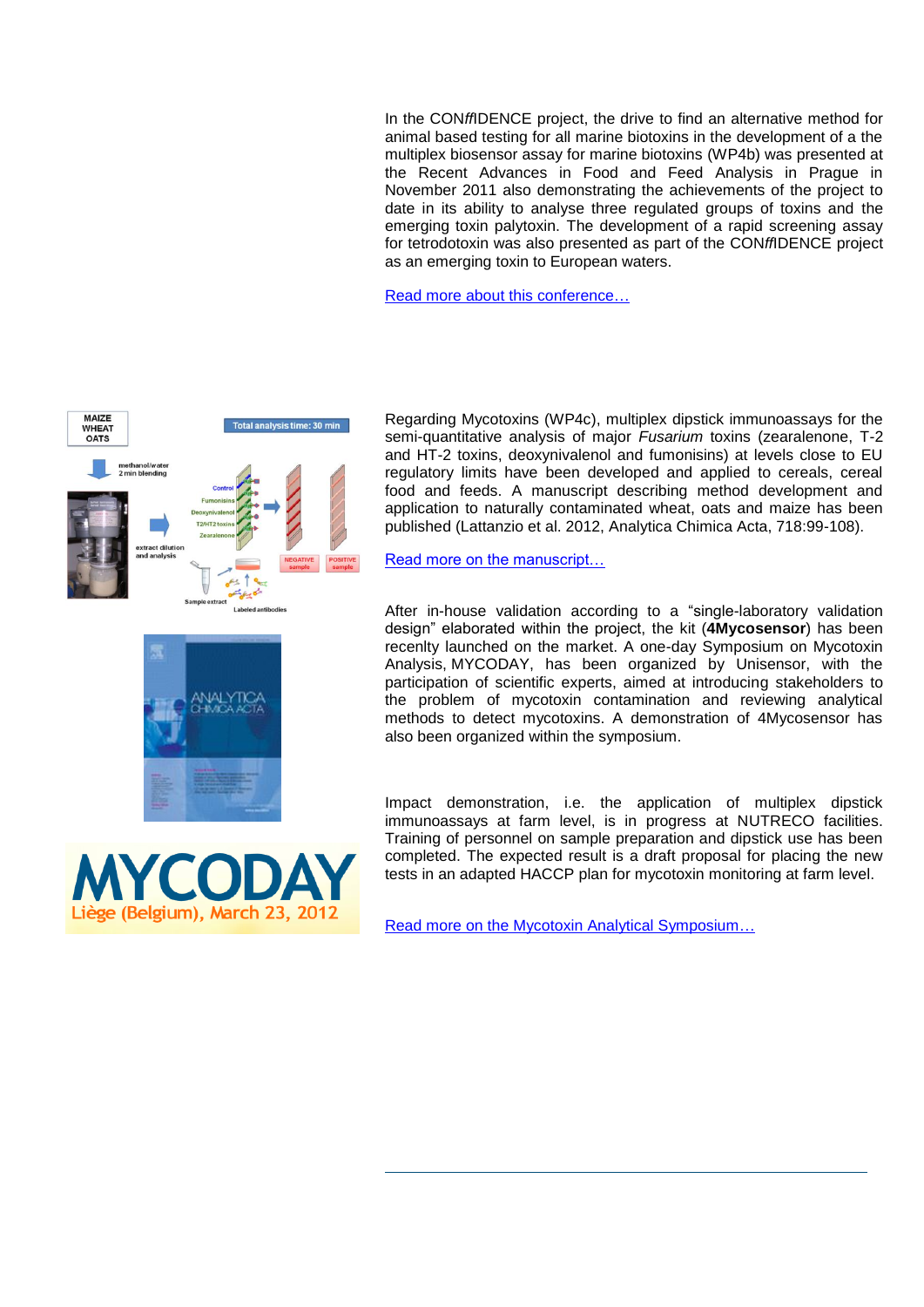In the CON*ff*IDENCE project, the drive to find an alternative method for animal based testing for all marine biotoxins in the development of a the multiplex biosensor assay for marine biotoxins (WP4b) was presented at the Recent Advances in Food and Feed Analysis in Prague in November 2011 also demonstrating the achievements of the project to date in its ability to analyse three regulated groups of toxins and the emerging toxin palytoxin. The development of a rapid screening assay for tetrodotoxin was also presented as part of the CON*ff*IDENCE project as an emerging toxin to European waters.

Read more about this conference…

Regarding Mycotoxins (WP4c), multiplex dipstick immunoassays for the semi-quantitative analysis of major *Fusarium* toxins (zearalenone, T-2 and HT-2 toxins, deoxynivalenol and fumonisins) at levels close to EU regulatory limits have been developed and applied to cereals, cereal food and feeds. A manuscript describing method development and application to naturally contaminated wheat, oats and maize has been published (Lattanzio et al. 2012, Analytica Chimica Acta, 718:99-108).

Read more on the manuscript…

After in-house validation according to a “single-laboratory validation design” elaborated within the project, the kit (**4Mycosensor**) has been recenlty launched on the market. A one-day Symposium on Mycotoxin Analysis, MYCODAY, has been organized by Unisensor, with the participation of scientific experts, aimed at introducing stakeholders to the problem of mycotoxin contamination and reviewing analytical methods to detect mycotoxins. A demonstration of 4Mycosensor has also been organized within the symposium.

Impact demonstration, i.e. the application of multiplex dipstick immunoassays at farm level, is in progress at NUTRECO facilities. Training of personnel on sample preparation and dipstick use has been completed. The expected result is a draft proposal for placing the new tests in an adapted HACCP plan for mycotoxin monitoring at farm level.

Read more on the Mycotoxin Analytical Symposium…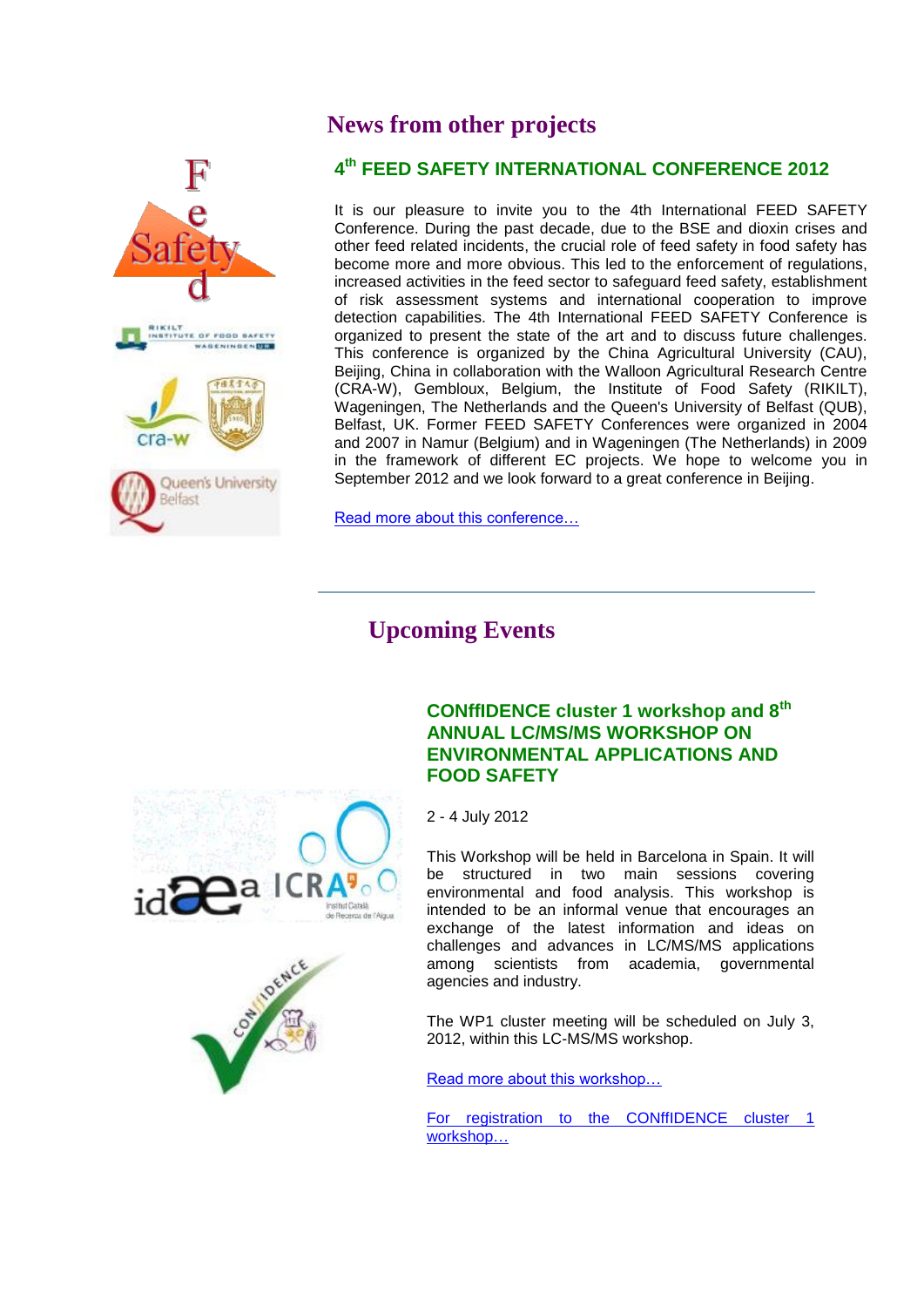# News from other projects

## 4th FEED SAFETY INTERNATIONAL CONFERENCE 2012

It is our pleasure to invite you to the 4th International FEED SAFETY Conference. During the past decade, due to the BSE and dioxin crises and other feed related incidents, the crucial role of feed safety in food safety has become more and more obvious. This led to the enforcement of regulations, increased activities in the feed sector to safeguard feed safety, establishment of risk assessment systems and international cooperation to improve detection capabilities. The 4th International FEED SAFETY Conference is organized to present the state of the art and to discuss future challenges. This conference is organized by the China Agricultural University (CAU), Beijing, China in collaboration with the Walloon Agricultural Research Centre (CRA-W), Gembloux, Belgium, the Institute of Food Safety (RIKILT), Wageningen, The Netherlands and the Queen's University of Belfast (QUB), Belfast, UK. Former FEED SAFETY Conferences were organized in 2004 and 2007 in Namur (Belgium) and in Wageningen (The Netherlands) in 2009 in the framework of different EC projects. We hope to welcome you in September 2012 and we look forward to a great conference in Beijing.

Read more about this conference…

---

# Upcoming Events

## CONffIDENCE cluster 1 workshop and 8th ANNUAL LC/MS/MS WORKSHOP ON ENVIRONMENTAL APPLICATIONS AND FOOD SAFETY

2 - 4 July 2012

This Workshop will be held in Barcelona in Spain. It will be structured in two main sessions covering environmental and food analysis. This workshop is intended to be an informal venue that encourages an exchange of the latest information and ideas on challenges and advances in LC/MS/MS applications among scientists from academia, governmental agencies and industry.

The WP1 cluster meeting will be scheduled on July 3, 2012, within this LC-MS/MS workshop.

Read more about this workshop…

For registration to the CONffIDENCE cluster 1 workshop…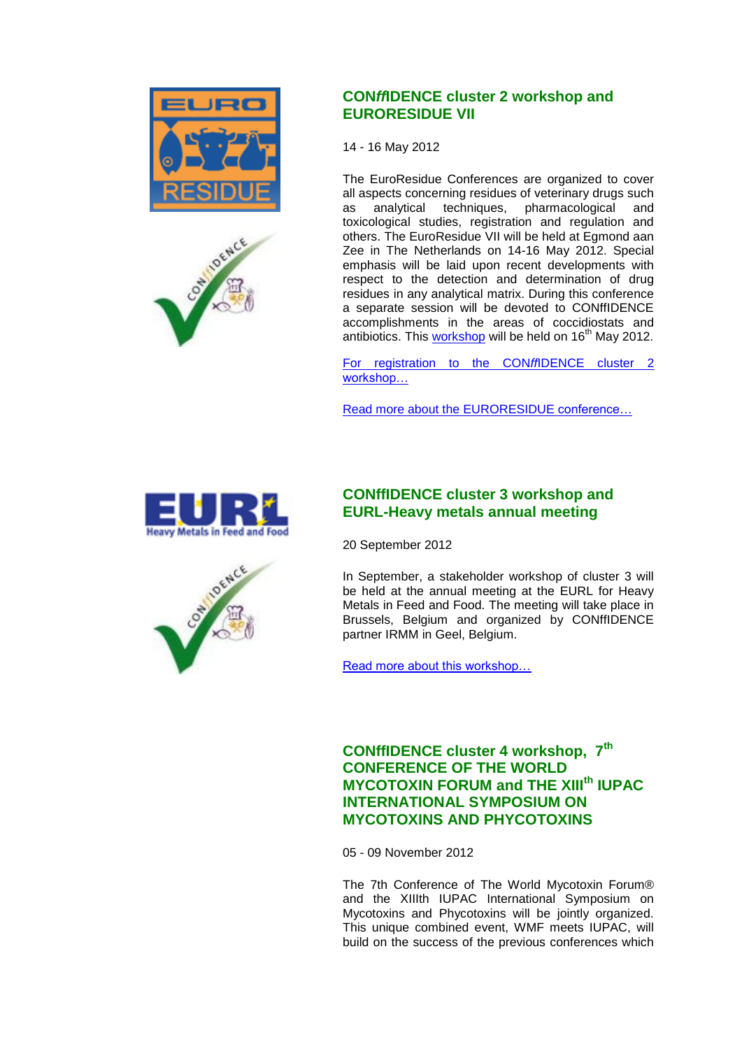## CON*ff*IDENCE cluster 2 workshop and EURORESIDUE VII

14 - 16 May 2012

The EuroResidue Conferences are organized to cover all aspects concerning residues of veterinary drugs such as analytical techniques, pharmacological and toxicological studies, registration and regulation and others. The EuroResidue VII will be held at Egmond aan Zee in The Netherlands on 14-16 May 2012. Special emphasis will be laid upon recent developments with respect to the detection and determination of drug residues in any analytical matrix. During this conference a separate session will be devoted to CONffIDENCE accomplishments in the areas of coccidiostats and antibiotics. This workshop will be held on 16th May 2012.

For registration to the CON*ff*IDENCE cluster 2 workshop…

Read more about the EURORESIDUE conference…

## CONffIDENCE cluster 3 workshop and EURL-Heavy metals annual meeting

20 September 2012

In September, a stakeholder workshop of cluster 3 will be held at the annual meeting at the EURL for Heavy Metals in Feed and Food. The meeting will take place in Brussels, Belgium and organized by CONffIDENCE partner IRMM in Geel, Belgium.

Read more about this workshop…

## CONffIDENCE cluster 4 workshop, 7th CONFERENCE OF THE WORLD MYCOTOXIN FORUM and THE XIIIth IUPAC INTERNATIONAL SYMPOSIUM ON MYCOTOXINS AND PHYCOTOXINS

05 - 09 November 2012

The 7th Conference of The World Mycotoxin Forum® and the XIIIth IUPAC International Symposium on Mycotoxins and Phycotoxins will be jointly organized. This unique combined event, WMF meets IUPAC, will build on the success of the previous conferences which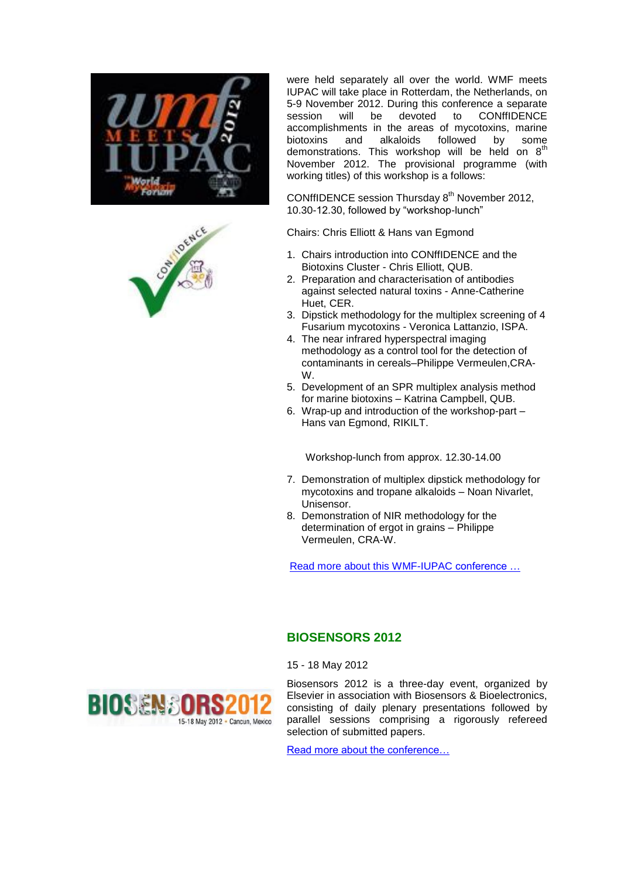were held separately all over the world. WMF meets IUPAC will take place in Rotterdam, the Netherlands, on 5-9 November 2012. During this conference a separate session will be devoted to CONffIDENCE accomplishments in the areas of mycotoxins, marine biotoxins and alkaloids followed by some demonstrations. This workshop will be held on 8th November 2012. The provisional programme (with working titles) of this workshop is a follows:

CONffIDENCE session Thursday 8th November 2012, 10.30-12.30, followed by "workshop-lunch"

Chairs: Chris Elliott & Hans van Egmond

1. Chairs introduction into CONffIDENCE and the Biotoxins Cluster - Chris Elliott, QUB.
2. Preparation and characterisation of antibodies against selected natural toxins - Anne-Catherine Huet, CER.
3. Dipstick methodology for the multiplex screening of 4 Fusarium mycotoxins - Veronica Lattanzio, ISPA.
4. The near infrared hyperspectral imaging methodology as a control tool for the detection of contaminants in cereals–Philippe Vermeulen,CRA-W.
5. Development of an SPR multiplex analysis method for marine biotoxins – Katrina Campbell, QUB.
6. Wrap-up and introduction of the workshop-part – Hans van Egmond, RIKILT.

Workshop-lunch from approx. 12.30-14.00

7. Demonstration of multiplex dipstick methodology for mycotoxins and tropane alkaloids – Noan Nivarlet, Unisensor.
8. Demonstration of NIR methodology for the determination of ergot in grains – Philippe Vermeulen, CRA-W.

Read more about this WMF-IUPAC conference …

## BIOSENSORS 2012

15 - 18 May 2012

Biosensors 2012 is a three-day event, organized by Elsevier in association with Biosensors & Bioelectronics, consisting of daily plenary presentations followed by parallel sessions comprising a rigorously refereed selection of submitted papers.

Read more about the conference…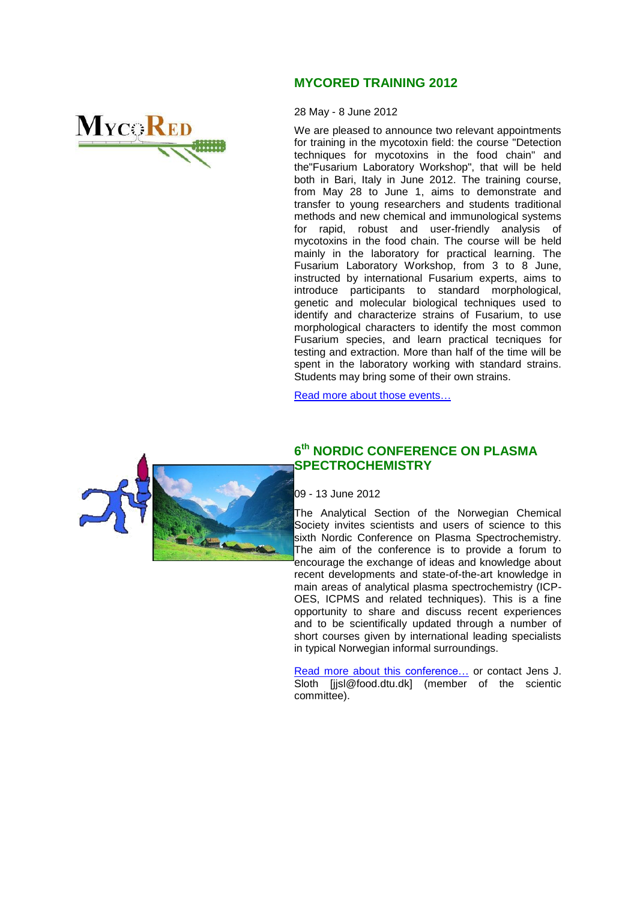## MYCORED TRAINING 2012

28 May - 8 June 2012

We are pleased to announce two relevant appointments for training in the mycotoxin field: the course "Detection techniques for mycotoxins in the food chain" and the"Fusarium Laboratory Workshop", that will be held both in Bari, Italy in June 2012. The training course, from May 28 to June 1, aims to demonstrate and transfer to young researchers and students traditional methods and new chemical and immunological systems for rapid, robust and user-friendly analysis of mycotoxins in the food chain. The course will be held mainly in the laboratory for practical learning. The Fusarium Laboratory Workshop, from 3 to 8 June, instructed by international Fusarium experts, aims to introduce participants to standard morphological, genetic and molecular biological techniques used to identify and characterize strains of Fusarium, to use morphological characters to identify the most common Fusarium species, and learn practical tecniques for testing and extraction. More than half of the time will be spent in the laboratory working with standard strains. Students may bring some of their own strains.

Read more about those events…

## 6th NORDIC CONFERENCE ON PLASMA SPECTROCHEMISTRY

09 - 13 June 2012

The Analytical Section of the Norwegian Chemical Society invites scientists and users of science to this sixth Nordic Conference on Plasma Spectrochemistry. The aim of the conference is to provide a forum to encourage the exchange of ideas and knowledge about recent developments and state-of-the-art knowledge in main areas of analytical plasma spectrochemistry (ICP-OES, ICPMS and related techniques). This is a fine opportunity to share and discuss recent experiences and to be scientifically updated through a number of short courses given by international leading specialists in typical Norwegian informal surroundings.

Read more about this conference… or contact Jens J. Sloth [jjsl@food.dtu.dk] (member of the scientic committee).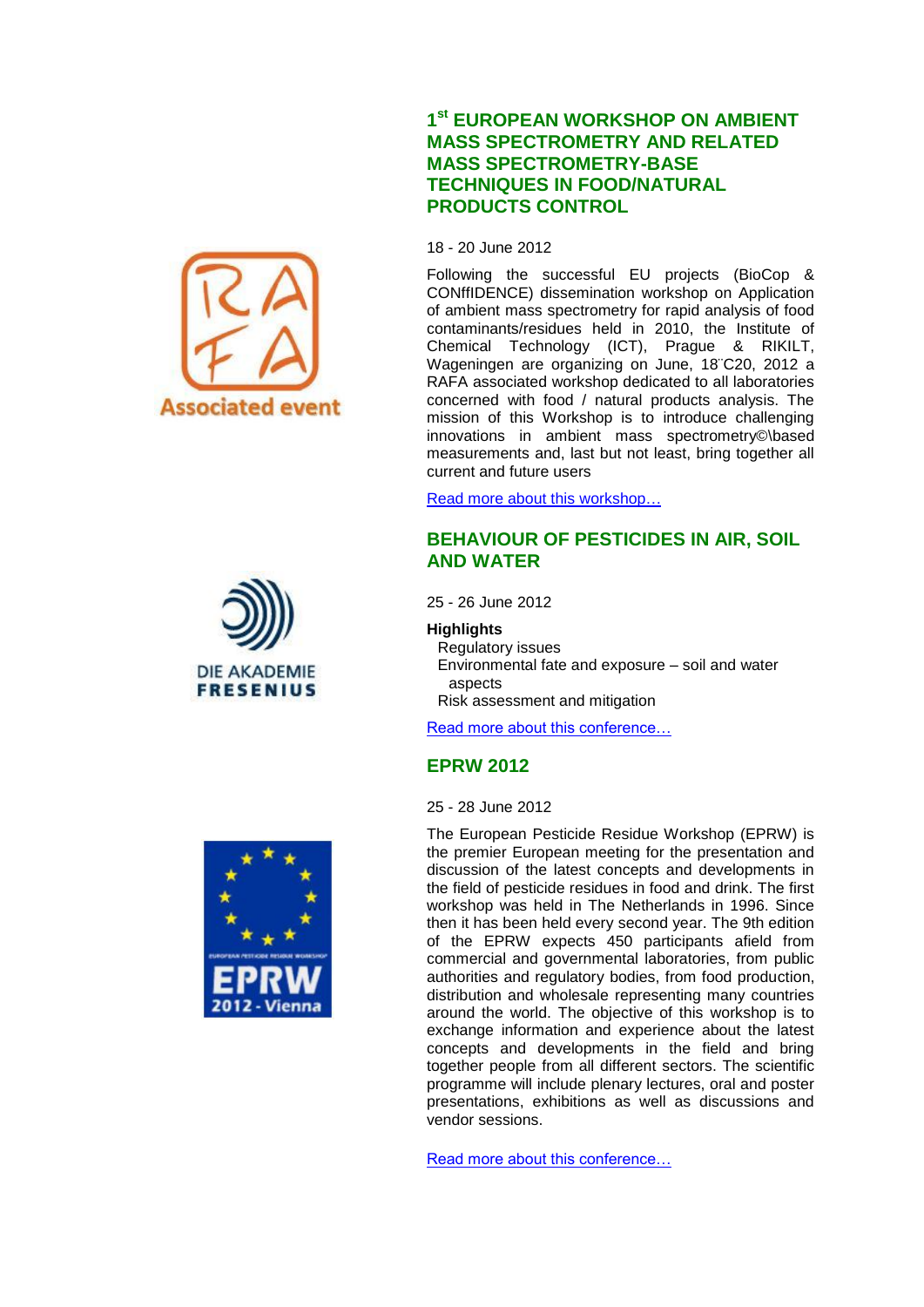## 1st EUROPEAN WORKSHOP ON AMBIENT MASS SPECTROMETRY AND RELATED MASS SPECTROMETRY-BASE TECHNIQUES IN FOOD/NATURAL PRODUCTS CONTROL

18 - 20 June 2012

Following the successful EU projects (BioCop & CONffIDENCE) dissemination workshop on Application of ambient mass spectrometry for rapid analysis of food contaminants/residues held in 2010, the Institute of Chemical Technology (ICT), Prague & RIKILT, Wageningen are organizing on June, 18¨C20, 2012 a RAFA associated workshop dedicated to all laboratories concerned with food / natural products analysis. The mission of this Workshop is to introduce challenging innovations in ambient mass spectrometry©\based measurements and, last but not least, bring together all current and future users

Read more about this workshop…

## BEHAVIOUR OF PESTICIDES IN AIR, SOIL AND WATER

25 - 26 June 2012

**Highlights**

- Regulatory issues
- Environmental fate and exposure – soil and water aspects
- Risk assessment and mitigation

Read more about this conference…

## EPRW 2012

25 - 28 June 2012

The European Pesticide Residue Workshop (EPRW) is the premier European meeting for the presentation and discussion of the latest concepts and developments in the field of pesticide residues in food and drink. The first workshop was held in The Netherlands in 1996. Since then it has been held every second year. The 9th edition of the EPRW expects 450 participants afield from commercial and governmental laboratories, from public authorities and regulatory bodies, from food production, distribution and wholesale representing many countries around the world. The objective of this workshop is to exchange information and experience about the latest concepts and developments in the field and bring together people from all different sectors. The scientific programme will include plenary lectures, oral and poster presentations, exhibitions as well as discussions and vendor sessions.

Read more about this conference…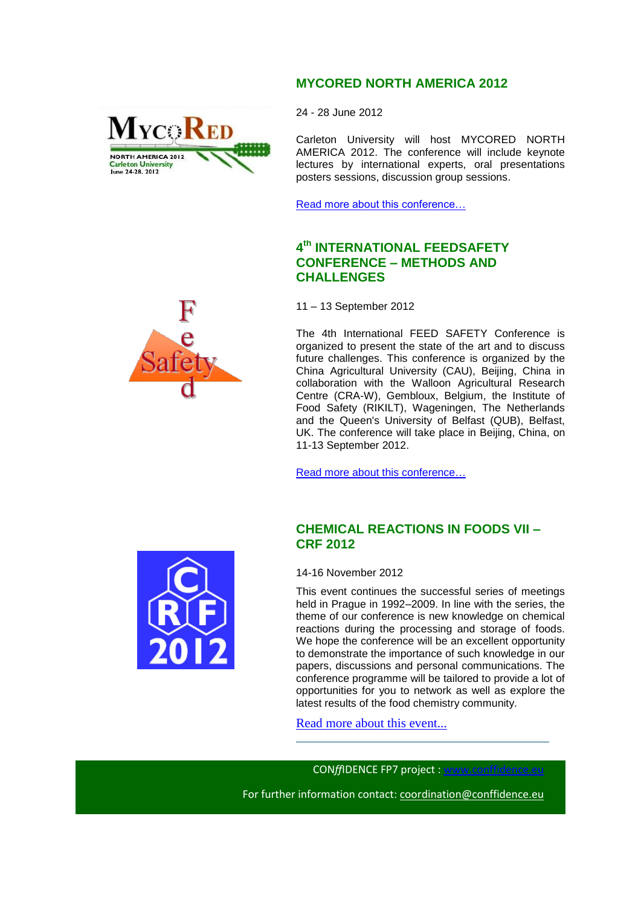## MYCORED NORTH AMERICA 2012

24 - 28 June 2012

Carleton University will host MYCORED NORTH AMERICA 2012. The conference will include keynote lectures by international experts, oral presentations posters sessions, discussion group sessions.

Read more about this conference…

## 4th INTERNATIONAL FEEDSAFETY CONFERENCE – METHODS AND CHALLENGES

11 – 13 September 2012

The 4th International FEED SAFETY Conference is organized to present the state of the art and to discuss future challenges. This conference is organized by the China Agricultural University (CAU), Beijing, China in collaboration with the Walloon Agricultural Research Centre (CRA-W), Gembloux, Belgium, the Institute of Food Safety (RIKILT), Wageningen, The Netherlands and the Queen's University of Belfast (QUB), Belfast, UK. The conference will take place in Beijing, China, on 11-13 September 2012.

Read more about this conference…

## CHEMICAL REACTIONS IN FOODS VII – CRF 2012

14-16 November 2012

This event continues the successful series of meetings held in Prague in 1992–2009. In line with the series, the theme of our conference is new knowledge on chemical reactions during the processing and storage of foods. We hope the conference will be an excellent opportunity to demonstrate the importance of such knowledge in our papers, discussions and personal communications. The conference programme will be tailored to provide a lot of opportunities for you to network as well as explore the latest results of the food chemistry community.

Read more about this event...

CON*ff*IDENCE FP7 project : www.conffidence.eu

For further information contact: coordination@conffidence.eu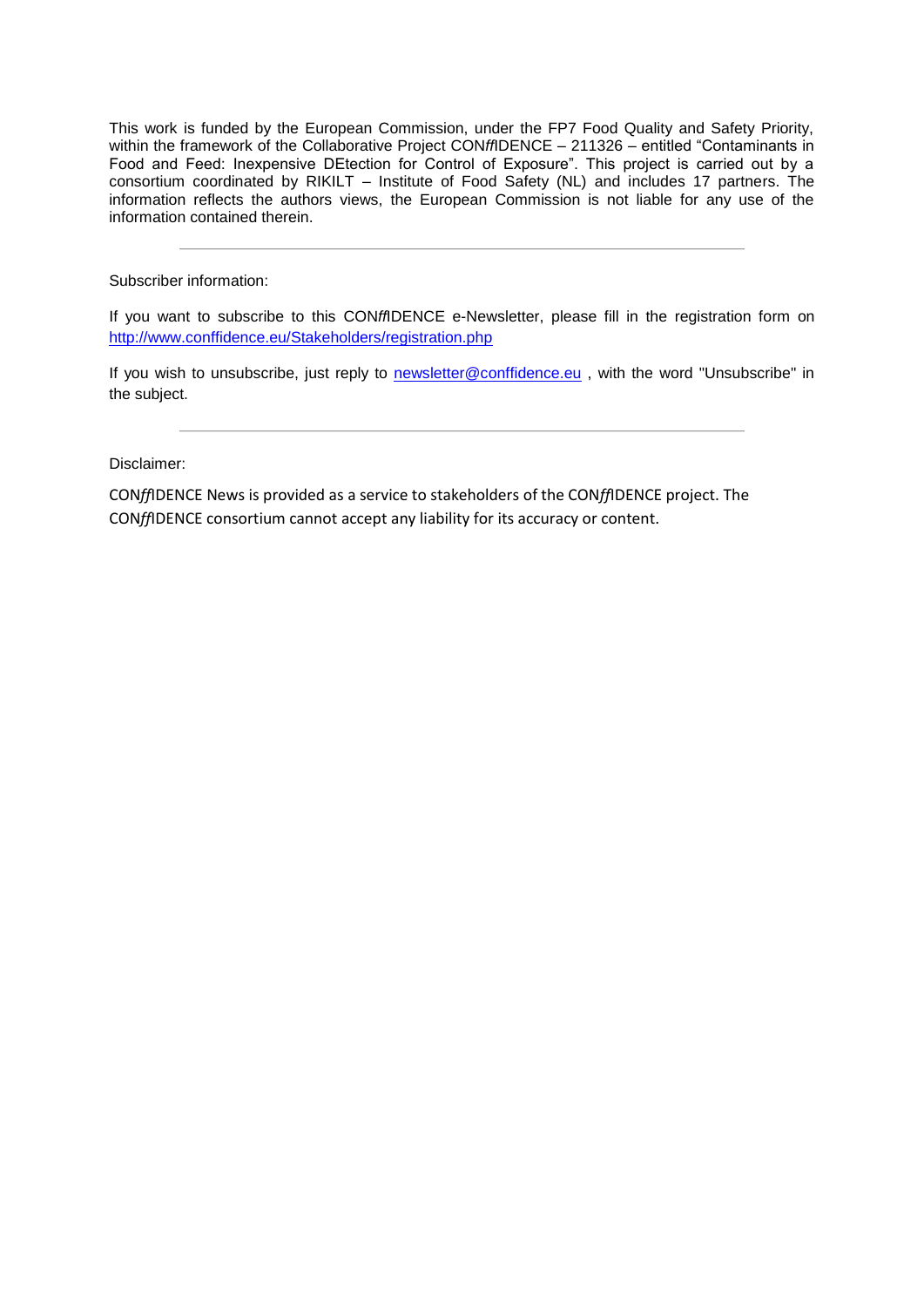This work is funded by the European Commission, under the FP7 Food Quality and Safety Priority, within the framework of the Collaborative Project CON*ff*IDENCE – 211326 – entitled "Contaminants in Food and Feed: Inexpensive DEtection for Control of Exposure". This project is carried out by a consortium coordinated by RIKILT – Institute of Food Safety (NL) and includes 17 partners. The information reflects the authors views, the European Commission is not liable for any use of the information contained therein.

---

Subscriber information:

If you want to subscribe to this CON*ff*IDENCE e-Newsletter, please fill in the registration form on http://www.conffidence.eu/Stakeholders/registration.php

If you wish to unsubscribe, just reply to newsletter@conffidence.eu , with the word "Unsubscribe" in the subject.

---

Disclaimer:

CON*ff*IDENCE News is provided as a service to stakeholders of the CON*ff*IDENCE project. The CON*ff*IDENCE consortium cannot accept any liability for its accuracy or content.